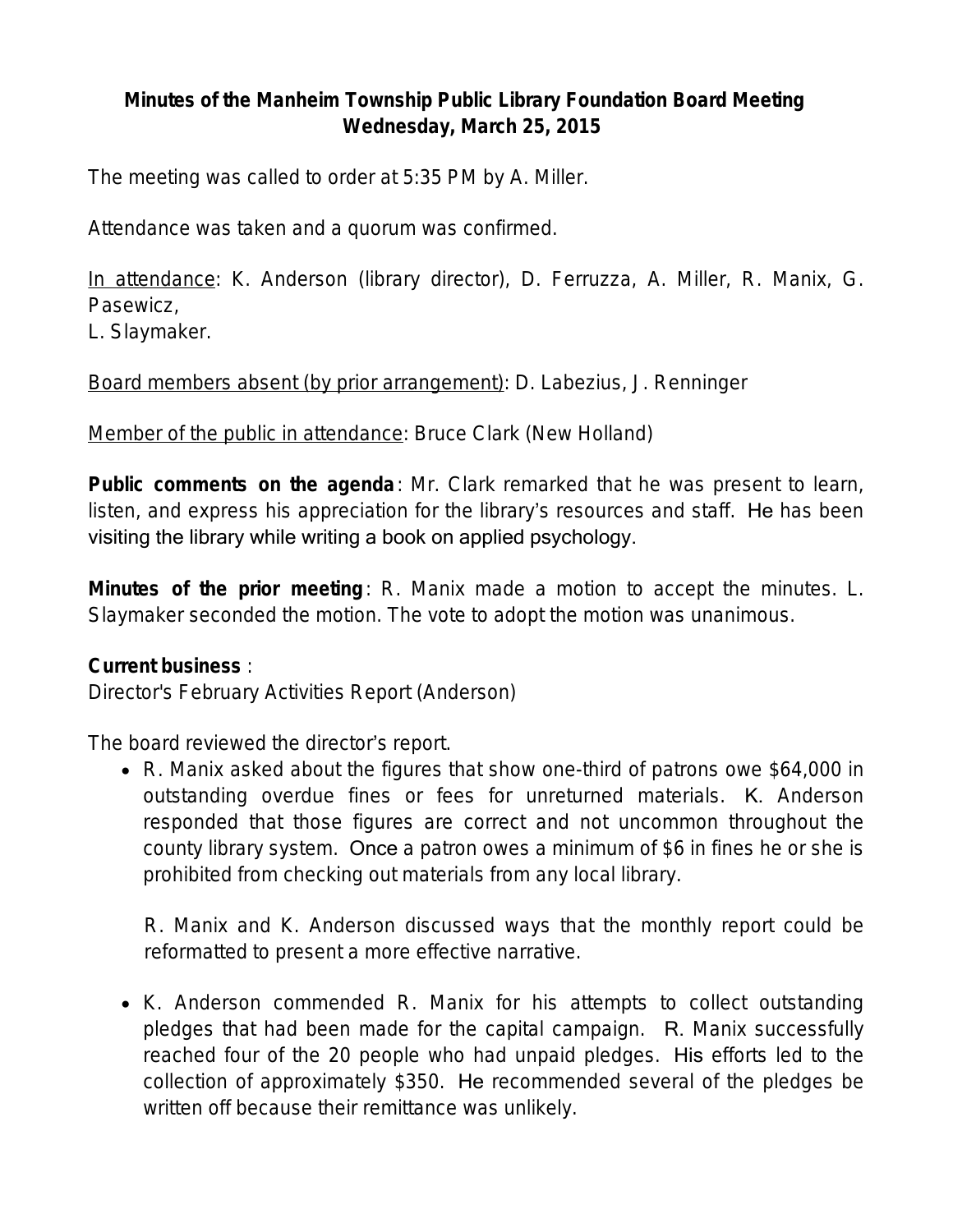**Minutes of the Manheim Township Public Library Foundation Board Meeting**
**Wednesday, March 25, 2015**

The meeting was called to order at 5:35 PM by A. Miller.

Attendance was taken and a quorum was confirmed.

In attendance: K. Anderson (library director), D. Ferruzza, A. Miller, R. Manix, G. Pasewicz,
L. Slaymaker.

Board members absent (by prior arrangement): D. Labezius, J. Renninger

Member of the public in attendance: Bruce Clark (New Holland)

**Public comments on the agenda**: Mr. Clark remarked that he was present to learn, listen, and express his appreciation for the library's resources and staff. He has been visiting the library while writing a book on applied psychology.

**Minutes of the prior meeting**: R. Manix made a motion to accept the minutes. L. Slaymaker seconded the motion. The vote to adopt the motion was unanimous.

**Current business** :
Director's February Activities Report (Anderson)

The board reviewed the director's report.

- R. Manix asked about the figures that show one-third of patrons owe $64,000 in outstanding overdue fines or fees for unreturned materials. K. Anderson responded that those figures are correct and not uncommon throughout the county library system. Once a patron owes a minimum of $6 in fines he or she is prohibited from checking out materials from any local library.

  R. Manix and K. Anderson discussed ways that the monthly report could be reformatted to present a more effective narrative.

- K. Anderson commended R. Manix for his attempts to collect outstanding pledges that had been made for the capital campaign. R. Manix successfully reached four of the 20 people who had unpaid pledges. His efforts led to the collection of approximately $350. He recommended several of the pledges be written off because their remittance was unlikely.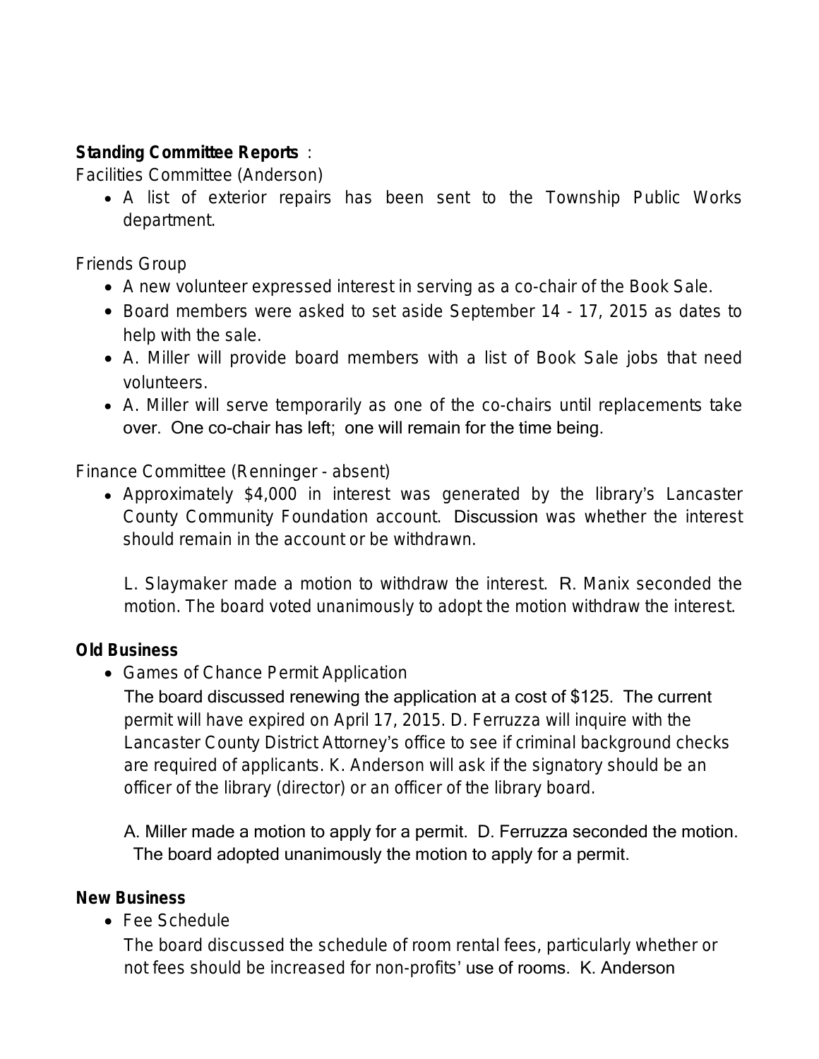**Standing Committee Reports** :

Facilities Committee (Anderson)

- A list of exterior repairs has been sent to the Township Public Works department.

Friends Group

- A new volunteer expressed interest in serving as a co-chair of the Book Sale.
- Board members were asked to set aside September 14 - 17, 2015 as dates to help with the sale.
- A. Miller will provide board members with a list of Book Sale jobs that need volunteers.
- A. Miller will serve temporarily as one of the co-chairs until replacements take over. One co-chair has left; one will remain for the time being.

Finance Committee (Renninger - absent)

- Approximately $4,000 in interest was generated by the library's Lancaster County Community Foundation account. Discussion was whether the interest should remain in the account or be withdrawn.

  L. Slaymaker made a motion to withdraw the interest. R. Manix seconded the motion. The board voted unanimously to adopt the motion withdraw the interest.

**Old Business**

- Games of Chance Permit Application

  The board discussed renewing the application at a cost of $125. The current permit will have expired on April 17, 2015. D. Ferruzza will inquire with the Lancaster County District Attorney's office to see if criminal background checks are required of applicants. K. Anderson will ask if the signatory should be an officer of the library (director) or an officer of the library board.

  A. Miller made a motion to apply for a permit. D. Ferruzza seconded the motion. The board adopted unanimously the motion to apply for a permit.

**New Business**

- Fee Schedule

  The board discussed the schedule of room rental fees, particularly whether or not fees should be increased for non-profits' use of rooms. K. Anderson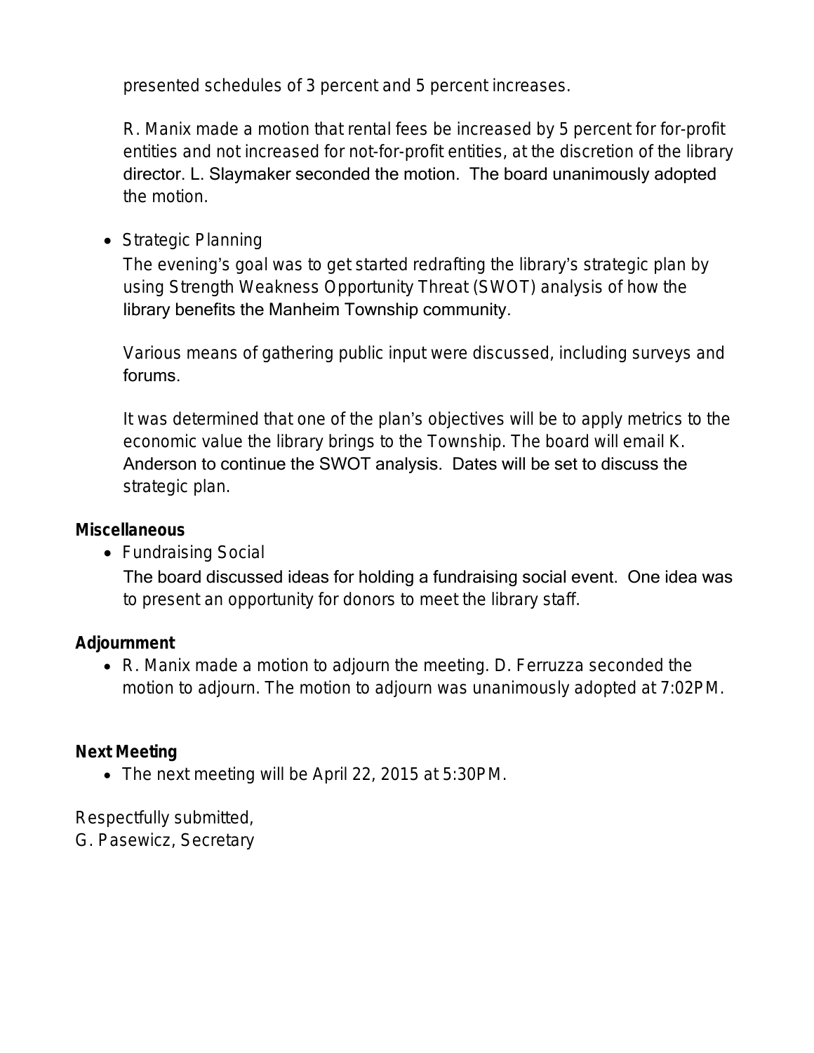presented schedules of 3 percent and 5 percent increases.

R. Manix made a motion that rental fees be increased by 5 percent for for-profit entities and not increased for not-for-profit entities, at the discretion of the library director. L. Slaymaker seconded the motion. The board unanimously adopted the motion.

- Strategic Planning

  The evening's goal was to get started redrafting the library's strategic plan by using Strength Weakness Opportunity Threat (SWOT) analysis of how the library benefits the Manheim Township community.

  Various means of gathering public input were discussed, including surveys and forums.

  It was determined that one of the plan's objectives will be to apply metrics to the economic value the library brings to the Township. The board will email K. Anderson to continue the SWOT analysis. Dates will be set to discuss the strategic plan.

**Miscellaneous**

- Fundraising Social

  The board discussed ideas for holding a fundraising social event. One idea was to present an opportunity for donors to meet the library staff.

**Adjournment**

- R. Manix made a motion to adjourn the meeting. D. Ferruzza seconded the motion to adjourn. The motion to adjourn was unanimously adopted at 7:02PM.

**Next Meeting**

- The next meeting will be April 22, 2015 at 5:30PM.

Respectfully submitted,
G. Pasewicz, Secretary